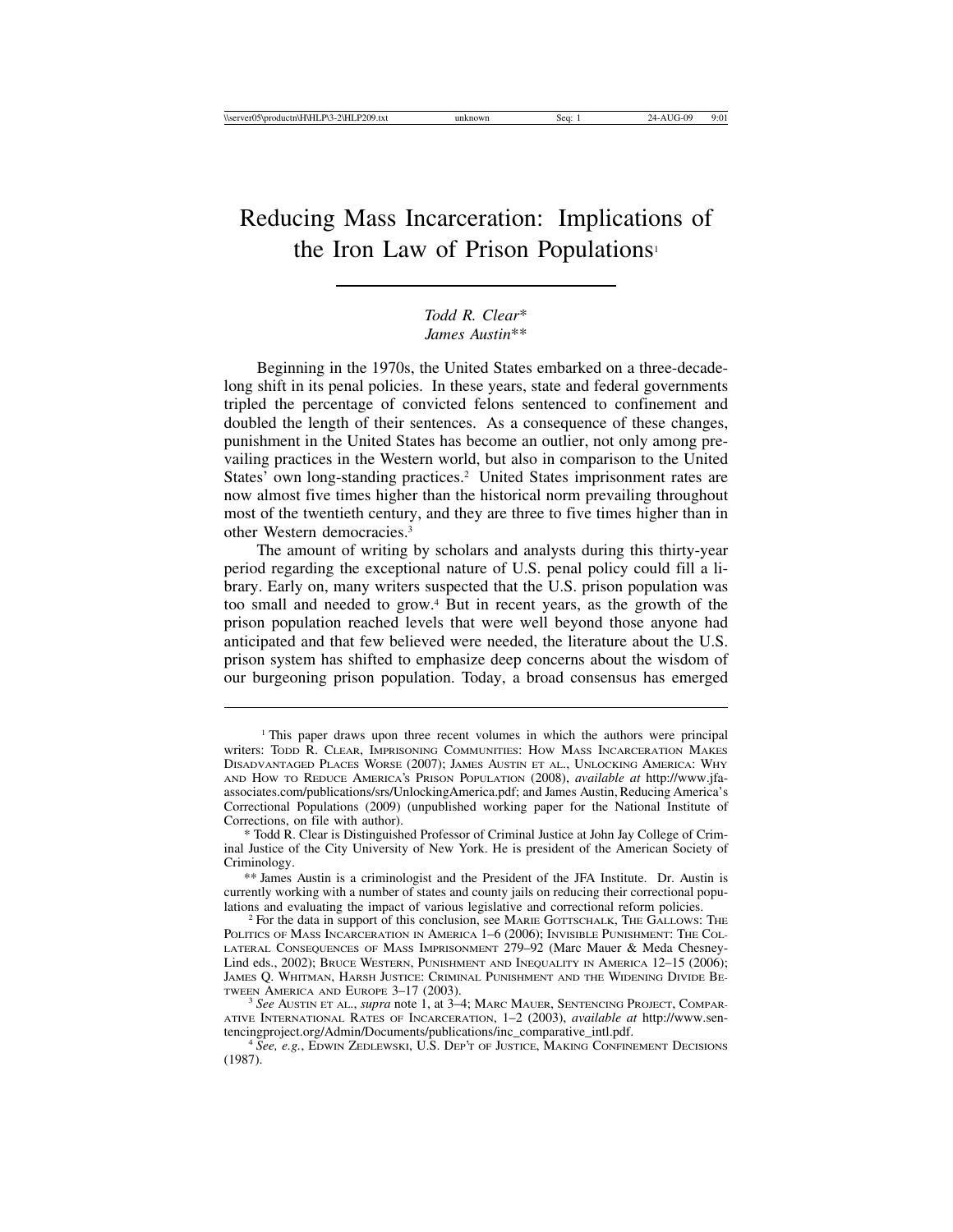# Reducing Mass Incarceration: Implications of the Iron Law of Prison Populations[1]

*Todd R. Clear\**
*James Austin\*\**

Beginning in the 1970s, the United States embarked on a three-decade-long shift in its penal policies. In these years, state and federal governments tripled the percentage of convicted felons sentenced to confinement and doubled the length of their sentences. As a consequence of these changes, punishment in the United States has become an outlier, not only among prevailing practices in the Western world, but also in comparison to the United States' own long-standing practices.[2] United States imprisonment rates are now almost five times higher than the historical norm prevailing throughout most of the twentieth century, and they are three to five times higher than in other Western democracies.[3]

The amount of writing by scholars and analysts during this thirty-year period regarding the exceptional nature of U.S. penal policy could fill a library. Early on, many writers suspected that the U.S. prison population was too small and needed to grow.[4] But in recent years, as the growth of the prison population reached levels that were well beyond those anyone had anticipated and that few believed were needed, the literature about the U.S. prison system has shifted to emphasize deep concerns about the wisdom of our burgeoning prison population. Today, a broad consensus has emerged

---

[1] This paper draws upon three recent volumes in which the authors were principal writers: Todd R. Clear, Imprisoning Communities: How Mass Incarceration Makes Disadvantaged Places Worse (2007); James Austin et al., Unlocking America: Why and How to Reduce America's Prison Population (2008), *available at* http://www.jfa-associates.com/publications/srs/UnlockingAmerica.pdf; and James Austin, Reducing America's Correctional Populations (2009) (unpublished working paper for the National Institute of Corrections, on file with author).

\* Todd R. Clear is Distinguished Professor of Criminal Justice at John Jay College of Criminal Justice of the City University of New York. He is president of the American Society of Criminology.

\*\* James Austin is a criminologist and the President of the JFA Institute. Dr. Austin is currently working with a number of states and county jails on reducing their correctional populations and evaluating the impact of various legislative and correctional reform policies.

[2] For the data in support of this conclusion, see Marie Gottschalk, The Gallows: The Politics of Mass Incarceration in America 1–6 (2006); Invisible Punishment: The Collateral Consequences of Mass Imprisonment 279–92 (Marc Mauer & Meda Chesney-Lind eds., 2002); Bruce Western, Punishment and Inequality in America 12–15 (2006); James Q. Whitman, Harsh Justice: Criminal Punishment and the Widening Divide Between America and Europe 3–17 (2003).

[3] *See* Austin et al., *supra* note 1, at 3–4; Marc Mauer, Sentencing Project, Comparative International Rates of Incarceration, 1–2 (2003), *available at* http://www.sentencingproject.org/Admin/Documents/publications/inc_comparative_intl.pdf.

[4] *See, e.g.*, Edwin Zedlewski, U.S. Dep't of Justice, Making Confinement Decisions (1987).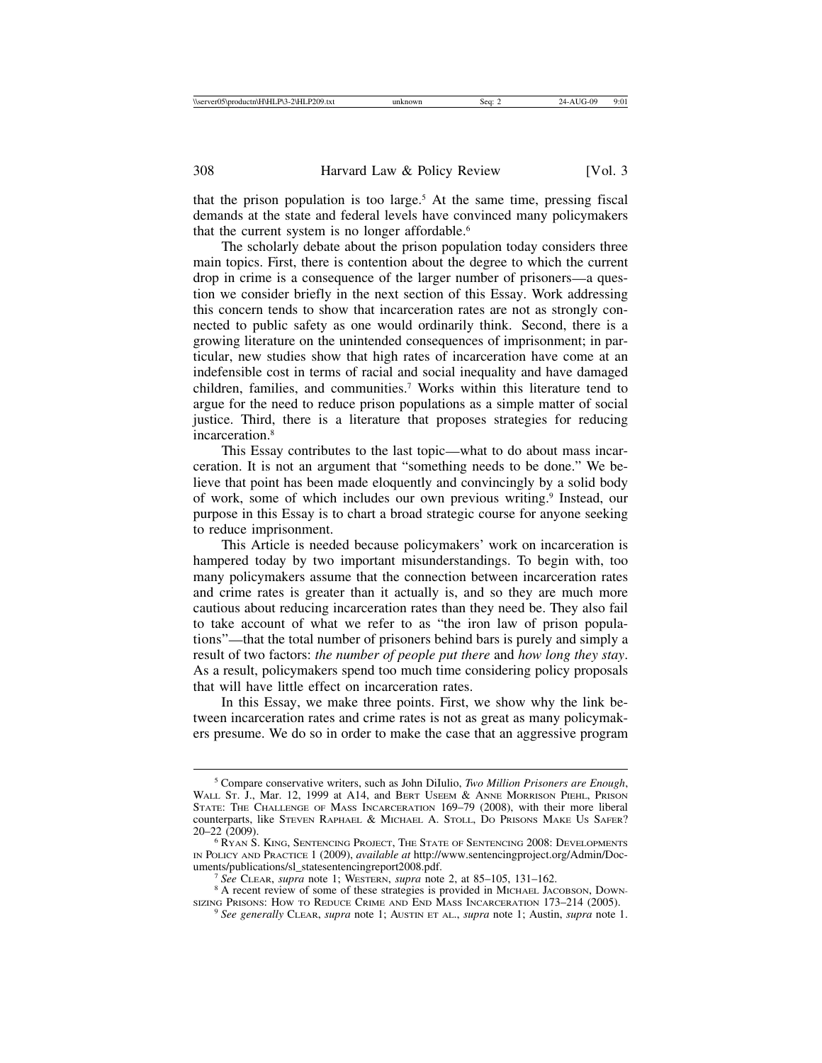that the prison population is too large.[5] At the same time, pressing fiscal demands at the state and federal levels have convinced many policymakers that the current system is no longer affordable.[6]

The scholarly debate about the prison population today considers three main topics. First, there is contention about the degree to which the current drop in crime is a consequence of the larger number of prisoners—a question we consider briefly in the next section of this Essay. Work addressing this concern tends to show that incarceration rates are not as strongly connected to public safety as one would ordinarily think. Second, there is a growing literature on the unintended consequences of imprisonment; in particular, new studies show that high rates of incarceration have come at an indefensible cost in terms of racial and social inequality and have damaged children, families, and communities.[7] Works within this literature tend to argue for the need to reduce prison populations as a simple matter of social justice. Third, there is a literature that proposes strategies for reducing incarceration.[8]

This Essay contributes to the last topic—what to do about mass incarceration. It is not an argument that "something needs to be done." We believe that point has been made eloquently and convincingly by a solid body of work, some of which includes our own previous writing.[9] Instead, our purpose in this Essay is to chart a broad strategic course for anyone seeking to reduce imprisonment.

This Article is needed because policymakers' work on incarceration is hampered today by two important misunderstandings. To begin with, too many policymakers assume that the connection between incarceration rates and crime rates is greater than it actually is, and so they are much more cautious about reducing incarceration rates than they need be. They also fail to take account of what we refer to as "the iron law of prison populations"—that the total number of prisoners behind bars is purely and simply a result of two factors: *the number of people put there* and *how long they stay*. As a result, policymakers spend too much time considering policy proposals that will have little effect on incarceration rates.

In this Essay, we make three points. First, we show why the link between incarceration rates and crime rates is not as great as many policymakers presume. We do so in order to make the case that an aggressive program

---

[5] Compare conservative writers, such as John DiIulio, *Two Million Prisoners are Enough*, WALL ST. J., Mar. 12, 1999 at A14, and BERT USEEM & ANNE MORRISON PIEHL, PRISON STATE: THE CHALLENGE OF MASS INCARCERATION 169–79 (2008), with their more liberal counterparts, like STEVEN RAPHAEL & MICHAEL A. STOLL, DO PRISONS MAKE US SAFER? 20–22 (2009).

[6] RYAN S. KING, SENTENCING PROJECT, THE STATE OF SENTENCING 2008: DEVELOPMENTS IN POLICY AND PRACTICE 1 (2009), *available at* http://www.sentencingproject.org/Admin/Documents/publications/sl_statesentencingreport2008.pdf.

[7] *See* CLEAR, *supra* note 1; WESTERN, *supra* note 2, at 85–105, 131–162.

[8] A recent review of some of these strategies is provided in MICHAEL JACOBSON, DOWNSIZING PRISONS: HOW TO REDUCE CRIME AND END MASS INCARCERATION 173–214 (2005).

[9] *See generally* CLEAR, *supra* note 1; AUSTIN ET AL., *supra* note 1; Austin, *supra* note 1.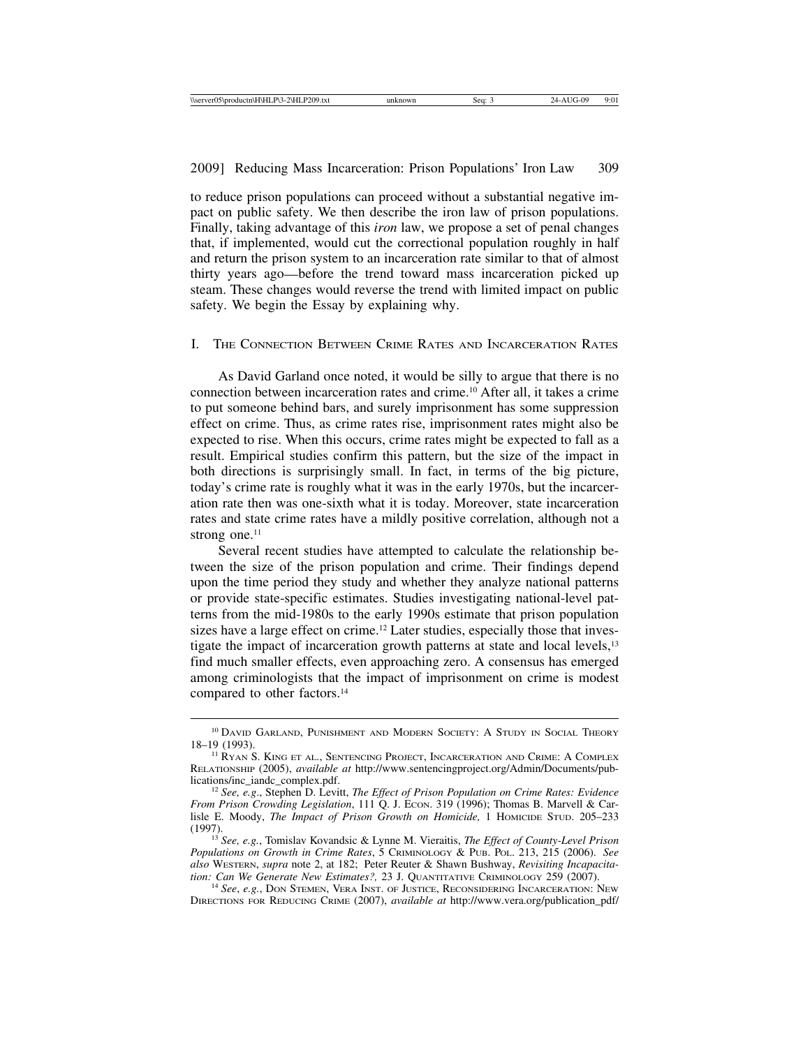to reduce prison populations can proceed without a substantial negative impact on public safety. We then describe the iron law of prison populations. Finally, taking advantage of this *iron* law, we propose a set of penal changes that, if implemented, would cut the correctional population roughly in half and return the prison system to an incarceration rate similar to that of almost thirty years ago—before the trend toward mass incarceration picked up steam. These changes would reverse the trend with limited impact on public safety. We begin the Essay by explaining why.

## I. The Connection Between Crime Rates and Incarceration Rates

As David Garland once noted, it would be silly to argue that there is no connection between incarceration rates and crime.[10] After all, it takes a crime to put someone behind bars, and surely imprisonment has some suppression effect on crime. Thus, as crime rates rise, imprisonment rates might also be expected to rise. When this occurs, crime rates might be expected to fall as a result. Empirical studies confirm this pattern, but the size of the impact in both directions is surprisingly small. In fact, in terms of the big picture, today's crime rate is roughly what it was in the early 1970s, but the incarceration rate then was one-sixth what it is today. Moreover, state incarceration rates and state crime rates have a mildly positive correlation, although not a strong one.[11]

Several recent studies have attempted to calculate the relationship between the size of the prison population and crime. Their findings depend upon the time period they study and whether they analyze national patterns or provide state-specific estimates. Studies investigating national-level patterns from the mid-1980s to the early 1990s estimate that prison population sizes have a large effect on crime.[12] Later studies, especially those that investigate the impact of incarceration growth patterns at state and local levels,[13] find much smaller effects, even approaching zero. A consensus has emerged among criminologists that the impact of imprisonment on crime is modest compared to other factors.[14]

---

[10] David Garland, Punishment and Modern Society: A Study in Social Theory 18–19 (1993).

[11] Ryan S. King et al., Sentencing Project, Incarceration and Crime: A Complex Relationship (2005), *available at* http://www.sentencingproject.org/Admin/Documents/publications/inc_iandc_complex.pdf.

[12] *See, e.g.*, Stephen D. Levitt, *The Effect of Prison Population on Crime Rates: Evidence From Prison Crowding Legislation*, 111 Q. J. Econ. 319 (1996); Thomas B. Marvell & Carlisle E. Moody, *The Impact of Prison Growth on Homicide,* 1 Homicide Stud. 205–233 (1997).

[13] *See, e.g.*, Tomislav Kovandsic & Lynne M. Vieraitis, *The Effect of County-Level Prison Populations on Growth in Crime Rates*, 5 Criminology & Pub. Pol. 213, 215 (2006). *See also* Western, *supra* note 2, at 182; Peter Reuter & Shawn Bushway, *Revisiting Incapacitation: Can We Generate New Estimates?,* 23 J. Quantitative Criminology 259 (2007).

[14] *See*, *e.g.*, Don Stemen, Vera Inst. of Justice, Reconsidering Incarceration: New Directions for Reducing Crime (2007), *available at* http://www.vera.org/publication_pdf/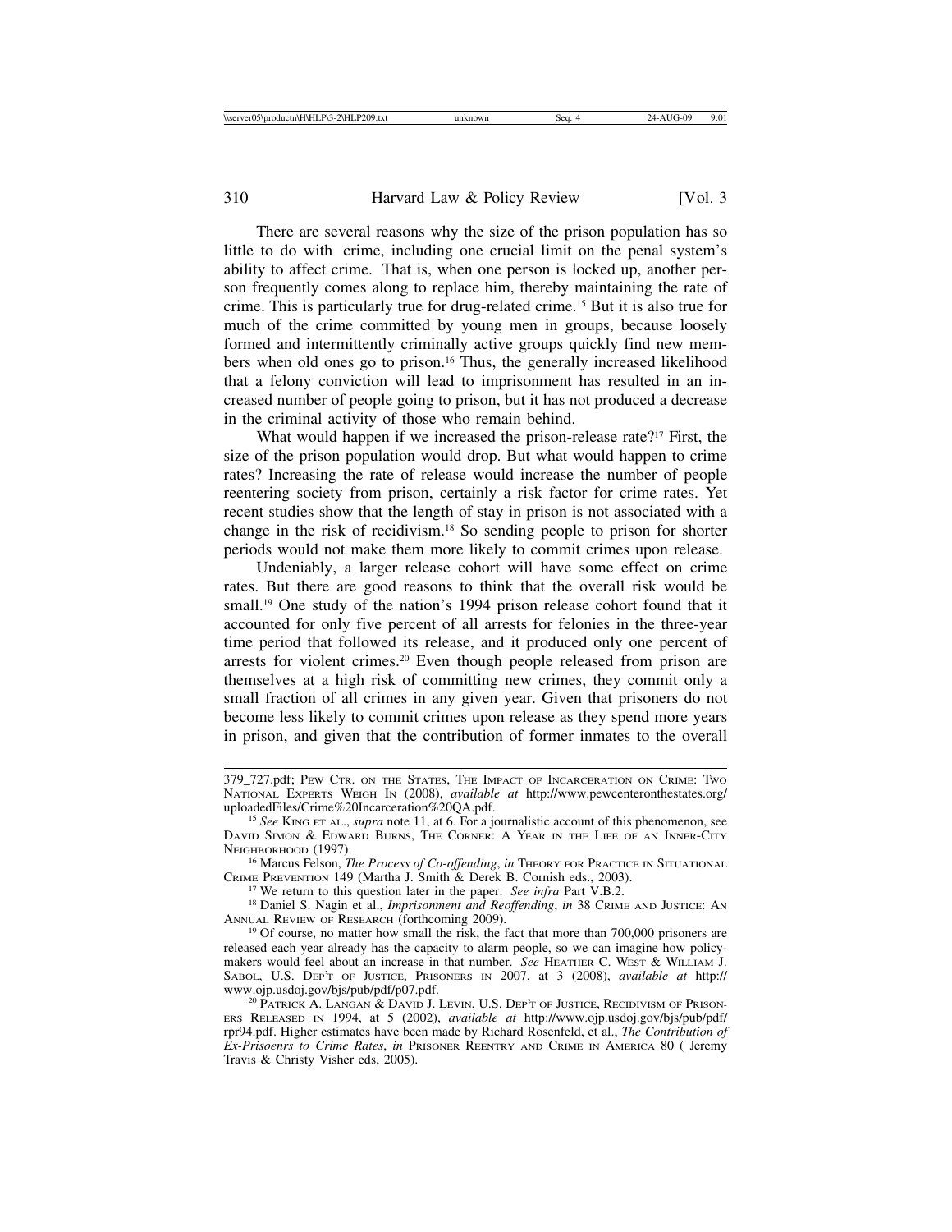There are several reasons why the size of the prison population has so little to do with crime, including one crucial limit on the penal system's ability to affect crime. That is, when one person is locked up, another person frequently comes along to replace him, thereby maintaining the rate of crime. This is particularly true for drug-related crime.[15] But it is also true for much of the crime committed by young men in groups, because loosely formed and intermittently criminally active groups quickly find new members when old ones go to prison.[16] Thus, the generally increased likelihood that a felony conviction will lead to imprisonment has resulted in an increased number of people going to prison, but it has not produced a decrease in the criminal activity of those who remain behind.

What would happen if we increased the prison-release rate?[17] First, the size of the prison population would drop. But what would happen to crime rates? Increasing the rate of release would increase the number of people reentering society from prison, certainly a risk factor for crime rates. Yet recent studies show that the length of stay in prison is not associated with a change in the risk of recidivism.[18] So sending people to prison for shorter periods would not make them more likely to commit crimes upon release.

Undeniably, a larger release cohort will have some effect on crime rates. But there are good reasons to think that the overall risk would be small.[19] One study of the nation's 1994 prison release cohort found that it accounted for only five percent of all arrests for felonies in the three-year time period that followed its release, and it produced only one percent of arrests for violent crimes.[20] Even though people released from prison are themselves at a high risk of committing new crimes, they commit only a small fraction of all crimes in any given year. Given that prisoners do not become less likely to commit crimes upon release as they spend more years in prison, and given that the contribution of former inmates to the overall

---

379_727.pdf; PEW CTR. ON THE STATES, THE IMPACT OF INCARCERATION ON CRIME: TWO NATIONAL EXPERTS WEIGH IN (2008), *available at* http://www.pewcenteronthestates.org/uploadedFiles/Crime%20Incarceration%20QA.pdf.

[15] *See* KING ET AL., *supra* note 11, at 6. For a journalistic account of this phenomenon, see DAVID SIMON & EDWARD BURNS, THE CORNER: A YEAR IN THE LIFE OF AN INNER-CITY NEIGHBORHOOD (1997).

[16] Marcus Felson, *The Process of Co-offending*, *in* THEORY FOR PRACTICE IN SITUATIONAL CRIME PREVENTION 149 (Martha J. Smith & Derek B. Cornish eds., 2003).

[17] We return to this question later in the paper. *See infra* Part V.B.2.

[18] Daniel S. Nagin et al., *Imprisonment and Reoffending*, *in* 38 CRIME AND JUSTICE: AN ANNUAL REVIEW OF RESEARCH (forthcoming 2009).

[19] Of course, no matter how small the risk, the fact that more than 700,000 prisoners are released each year already has the capacity to alarm people, so we can imagine how policymakers would feel about an increase in that number. *See* HEATHER C. WEST & WILLIAM J. SABOL, U.S. DEP'T OF JUSTICE, PRISONERS IN 2007, at 3 (2008), *available at* http://www.ojp.usdoj.gov/bjs/pub/pdf/p07.pdf.

[20] PATRICK A. LANGAN & DAVID J. LEVIN, U.S. DEP'T OF JUSTICE, RECIDIVISM OF PRISONERS RELEASED IN 1994, at 5 (2002), *available at* http://www.ojp.usdoj.gov/bjs/pub/pdf/rpr94.pdf. Higher estimates have been made by Richard Rosenfeld, et al., *The Contribution of Ex-Prisoenrs to Crime Rates*, *in* PRISONER REENTRY AND CRIME IN AMERICA 80 ( Jeremy Travis & Christy Visher eds, 2005).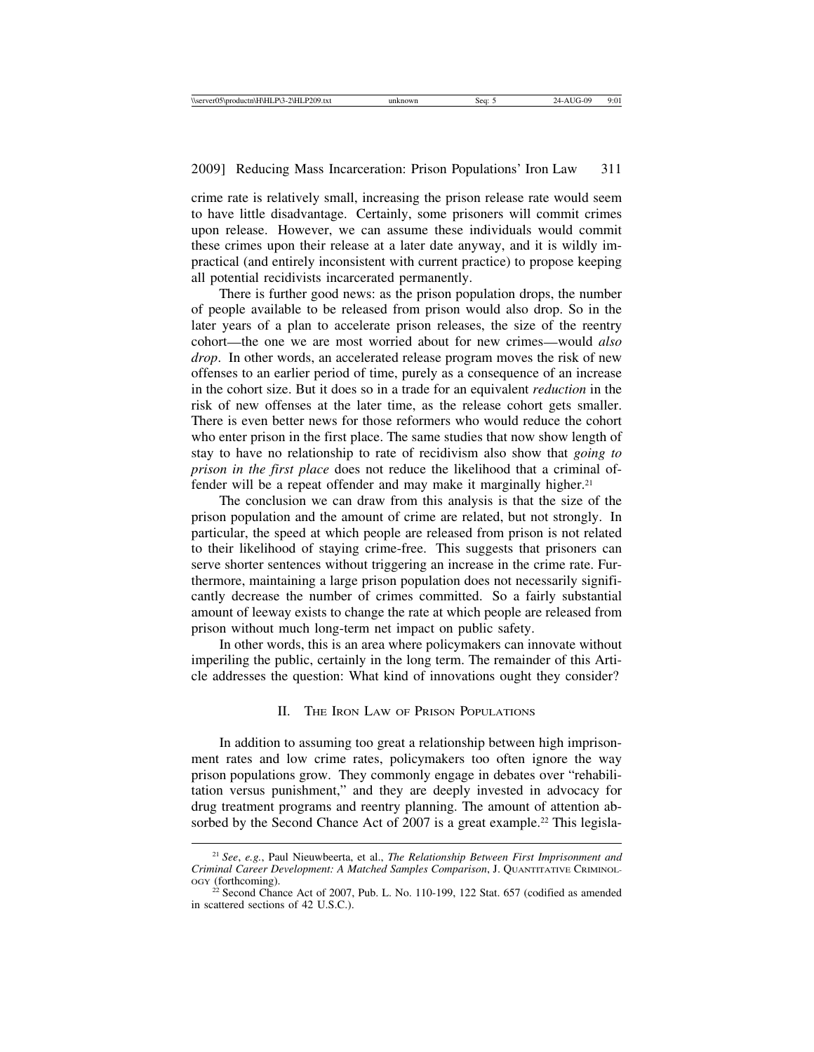crime rate is relatively small, increasing the prison release rate would seem to have little disadvantage. Certainly, some prisoners will commit crimes upon release. However, we can assume these individuals would commit these crimes upon their release at a later date anyway, and it is wildly impractical (and entirely inconsistent with current practice) to propose keeping all potential recidivists incarcerated permanently.

There is further good news: as the prison population drops, the number of people available to be released from prison would also drop. So in the later years of a plan to accelerate prison releases, the size of the reentry cohort—the one we are most worried about for new crimes—would *also drop*. In other words, an accelerated release program moves the risk of new offenses to an earlier period of time, purely as a consequence of an increase in the cohort size. But it does so in a trade for an equivalent *reduction* in the risk of new offenses at the later time, as the release cohort gets smaller. There is even better news for those reformers who would reduce the cohort who enter prison in the first place. The same studies that now show length of stay to have no relationship to rate of recidivism also show that *going to prison in the first place* does not reduce the likelihood that a criminal offender will be a repeat offender and may make it marginally higher.[21]

The conclusion we can draw from this analysis is that the size of the prison population and the amount of crime are related, but not strongly. In particular, the speed at which people are released from prison is not related to their likelihood of staying crime-free. This suggests that prisoners can serve shorter sentences without triggering an increase in the crime rate. Furthermore, maintaining a large prison population does not necessarily significantly decrease the number of crimes committed. So a fairly substantial amount of leeway exists to change the rate at which people are released from prison without much long-term net impact on public safety.

In other words, this is an area where policymakers can innovate without imperiling the public, certainly in the long term. The remainder of this Article addresses the question: What kind of innovations ought they consider?

## II. The Iron Law of Prison Populations

In addition to assuming too great a relationship between high imprisonment rates and low crime rates, policymakers too often ignore the way prison populations grow. They commonly engage in debates over "rehabilitation versus punishment," and they are deeply invested in advocacy for drug treatment programs and reentry planning. The amount of attention absorbed by the Second Chance Act of 2007 is a great example.[22] This legisla-

---

[21] *See*, *e.g.*, Paul Nieuwbeerta, et al., *The Relationship Between First Imprisonment and Criminal Career Development: A Matched Samples Comparison*, J. Quantitative Criminology (forthcoming).

[22] Second Chance Act of 2007, Pub. L. No. 110-199, 122 Stat. 657 (codified as amended in scattered sections of 42 U.S.C.).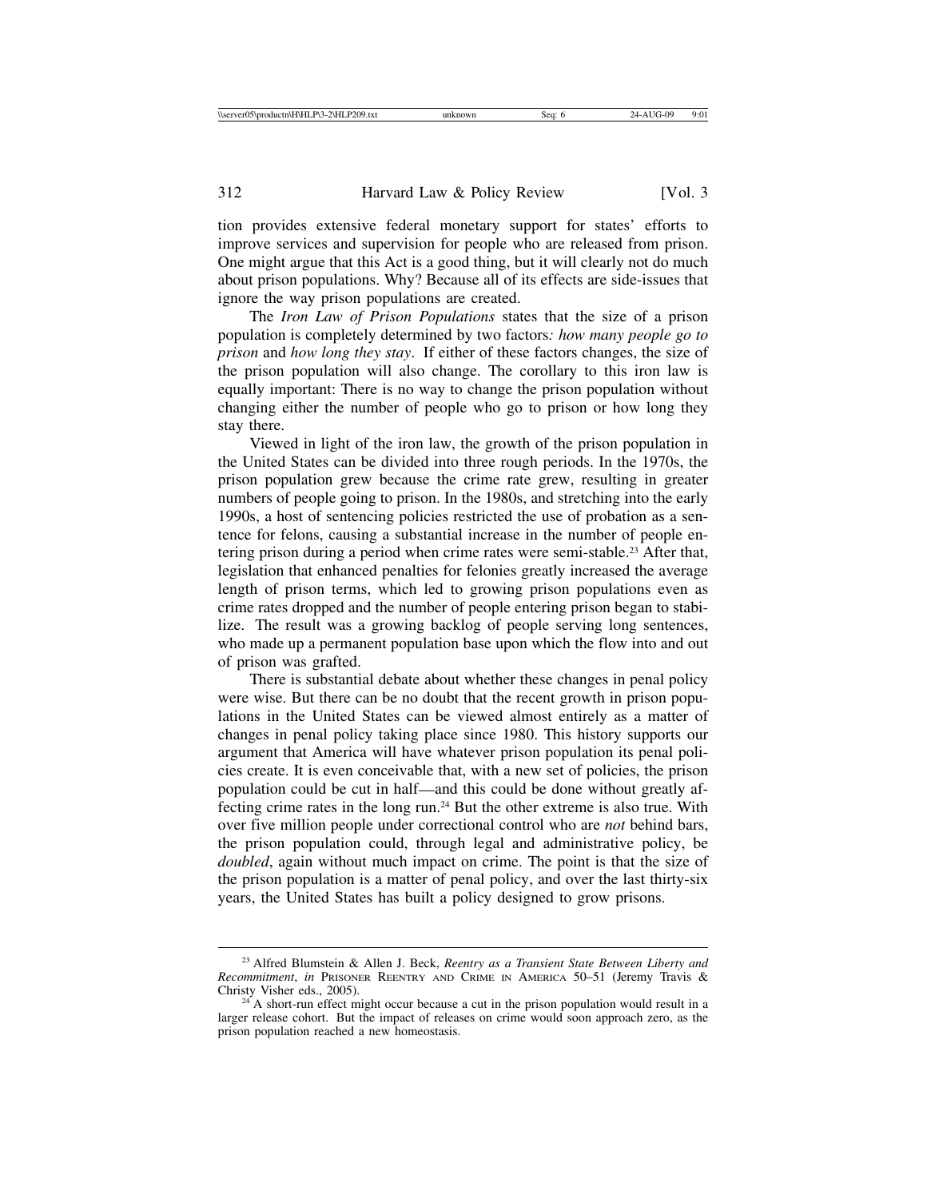tion provides extensive federal monetary support for states' efforts to improve services and supervision for people who are released from prison. One might argue that this Act is a good thing, but it will clearly not do much about prison populations. Why? Because all of its effects are side-issues that ignore the way prison populations are created.

The *Iron Law of Prison Populations* states that the size of a prison population is completely determined by two factors*: how many people go to prison* and *how long they stay*. If either of these factors changes, the size of the prison population will also change. The corollary to this iron law is equally important: There is no way to change the prison population without changing either the number of people who go to prison or how long they stay there.

Viewed in light of the iron law, the growth of the prison population in the United States can be divided into three rough periods. In the 1970s, the prison population grew because the crime rate grew, resulting in greater numbers of people going to prison. In the 1980s, and stretching into the early 1990s, a host of sentencing policies restricted the use of probation as a sentence for felons, causing a substantial increase in the number of people entering prison during a period when crime rates were semi-stable.[23] After that, legislation that enhanced penalties for felonies greatly increased the average length of prison terms, which led to growing prison populations even as crime rates dropped and the number of people entering prison began to stabilize. The result was a growing backlog of people serving long sentences, who made up a permanent population base upon which the flow into and out of prison was grafted.

There is substantial debate about whether these changes in penal policy were wise. But there can be no doubt that the recent growth in prison populations in the United States can be viewed almost entirely as a matter of changes in penal policy taking place since 1980. This history supports our argument that America will have whatever prison population its penal policies create. It is even conceivable that, with a new set of policies, the prison population could be cut in half—and this could be done without greatly affecting crime rates in the long run.[24] But the other extreme is also true. With over five million people under correctional control who are *not* behind bars, the prison population could, through legal and administrative policy, be *doubled*, again without much impact on crime. The point is that the size of the prison population is a matter of penal policy, and over the last thirty-six years, the United States has built a policy designed to grow prisons.

[23] Alfred Blumstein & Allen J. Beck, *Reentry as a Transient State Between Liberty and Recommitment*, *in* PRISONER REENTRY AND CRIME IN AMERICA 50–51 (Jeremy Travis & Christy Visher eds., 2005).

[24] A short-run effect might occur because a cut in the prison population would result in a larger release cohort. But the impact of releases on crime would soon approach zero, as the prison population reached a new homeostasis.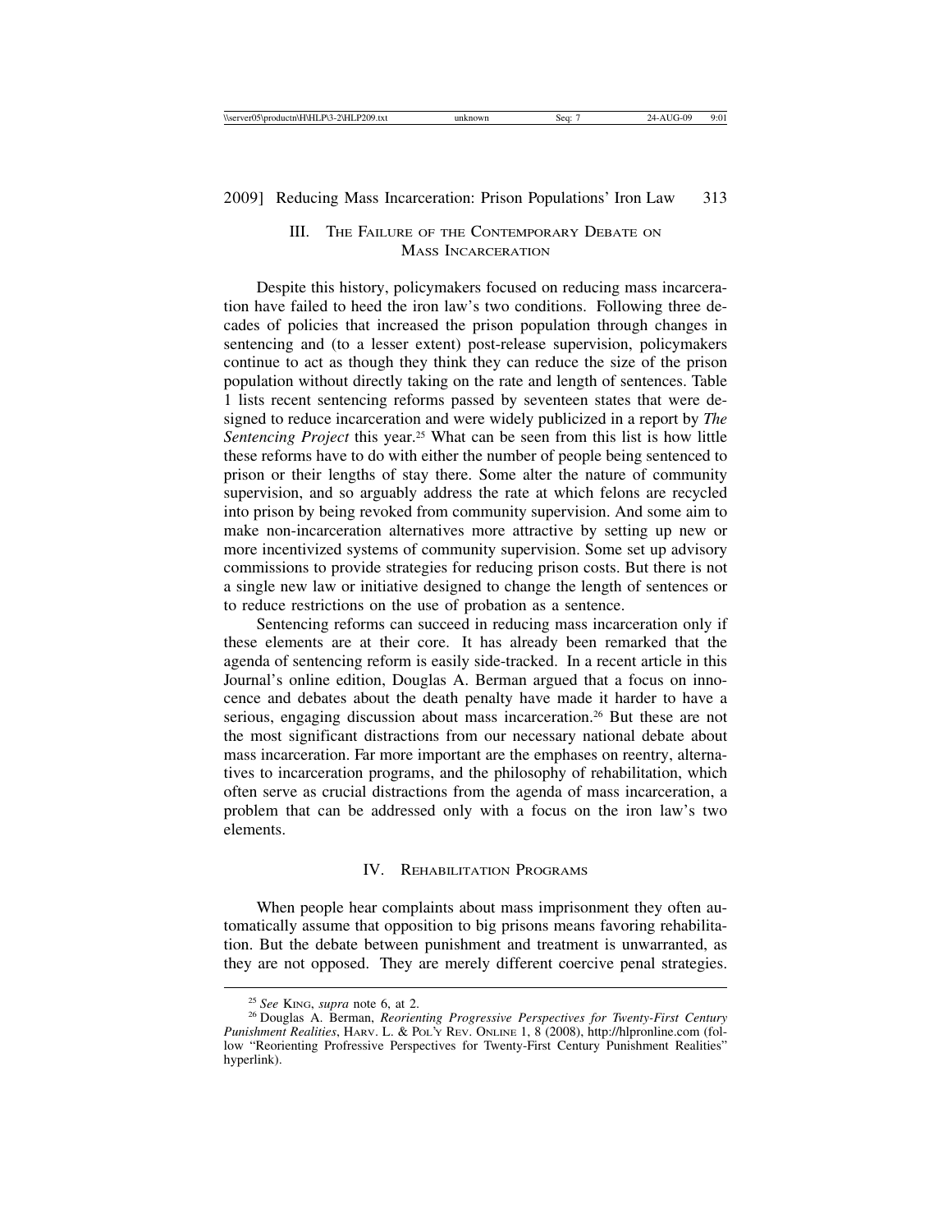## III. The Failure of the Contemporary Debate on Mass Incarceration

Despite this history, policymakers focused on reducing mass incarceration have failed to heed the iron law's two conditions. Following three decades of policies that increased the prison population through changes in sentencing and (to a lesser extent) post-release supervision, policymakers continue to act as though they think they can reduce the size of the prison population without directly taking on the rate and length of sentences. Table 1 lists recent sentencing reforms passed by seventeen states that were designed to reduce incarceration and were widely publicized in a report by *The Sentencing Project* this year.[25] What can be seen from this list is how little these reforms have to do with either the number of people being sentenced to prison or their lengths of stay there. Some alter the nature of community supervision, and so arguably address the rate at which felons are recycled into prison by being revoked from community supervision. And some aim to make non-incarceration alternatives more attractive by setting up new or more incentivized systems of community supervision. Some set up advisory commissions to provide strategies for reducing prison costs. But there is not a single new law or initiative designed to change the length of sentences or to reduce restrictions on the use of probation as a sentence.

Sentencing reforms can succeed in reducing mass incarceration only if these elements are at their core. It has already been remarked that the agenda of sentencing reform is easily side-tracked. In a recent article in this Journal's online edition, Douglas A. Berman argued that a focus on innocence and debates about the death penalty have made it harder to have a serious, engaging discussion about mass incarceration.[26] But these are not the most significant distractions from our necessary national debate about mass incarceration. Far more important are the emphases on reentry, alternatives to incarceration programs, and the philosophy of rehabilitation, which often serve as crucial distractions from the agenda of mass incarceration, a problem that can be addressed only with a focus on the iron law's two elements.

## IV. Rehabilitation Programs

When people hear complaints about mass imprisonment they often automatically assume that opposition to big prisons means favoring rehabilitation. But the debate between punishment and treatment is unwarranted, as they are not opposed. They are merely different coercive penal strategies.

---

[25] *See* King, *supra* note 6, at 2.

[26] Douglas A. Berman, *Reorienting Progressive Perspectives for Twenty-First Century Punishment Realities*, Harv. L. & Pol'y Rev. Online 1, 8 (2008), http://hlpronline.com (follow "Reorienting Profressive Perspectives for Twenty-First Century Punishment Realities" hyperlink).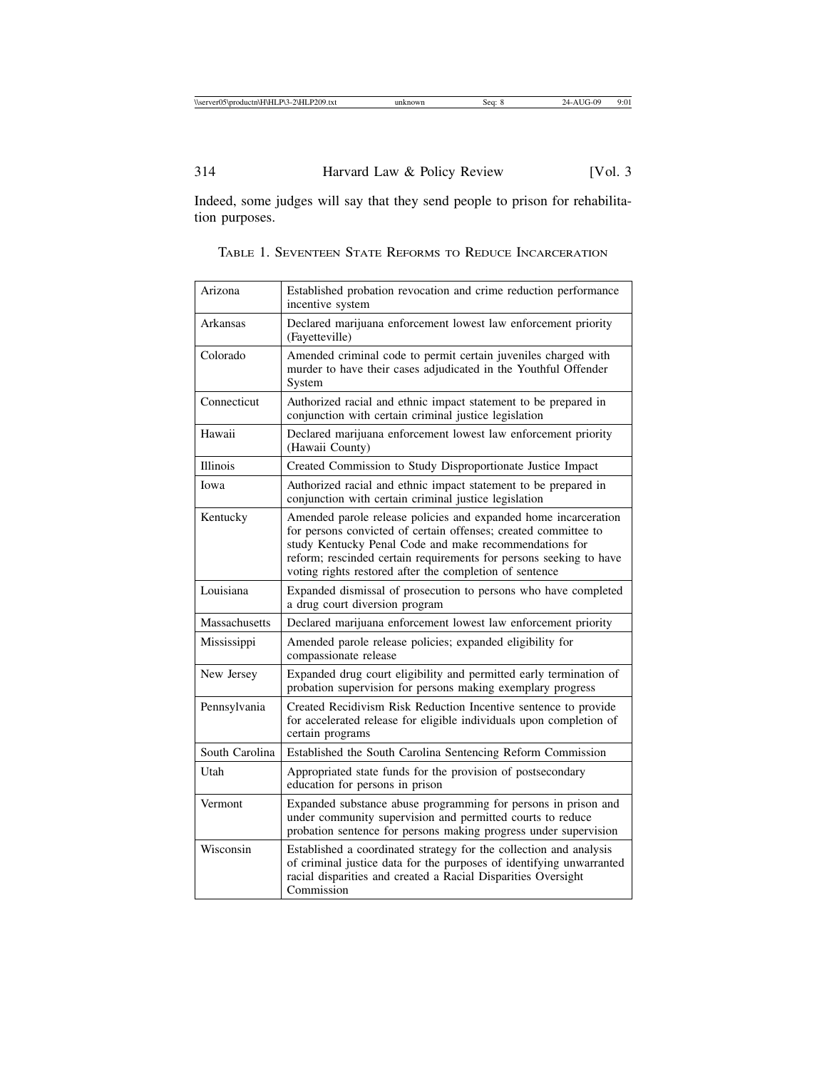Indeed, some judges will say that they send people to prison for rehabilitation purposes.

Table 1. Seventeen State Reforms to Reduce Incarceration

| | |
|---|---|
| Arizona | Established probation revocation and crime reduction performance incentive system |
| Arkansas | Declared marijuana enforcement lowest law enforcement priority (Fayetteville) |
| Colorado | Amended criminal code to permit certain juveniles charged with murder to have their cases adjudicated in the Youthful Offender System |
| Connecticut | Authorized racial and ethnic impact statement to be prepared in conjunction with certain criminal justice legislation |
| Hawaii | Declared marijuana enforcement lowest law enforcement priority (Hawaii County) |
| Illinois | Created Commission to Study Disproportionate Justice Impact |
| Iowa | Authorized racial and ethnic impact statement to be prepared in conjunction with certain criminal justice legislation |
| Kentucky | Amended parole release policies and expanded home incarceration for persons convicted of certain offenses; created committee to study Kentucky Penal Code and make recommendations for reform; rescinded certain requirements for persons seeking to have voting rights restored after the completion of sentence |
| Louisiana | Expanded dismissal of prosecution to persons who have completed a drug court diversion program |
| Massachusetts | Declared marijuana enforcement lowest law enforcement priority |
| Mississippi | Amended parole release policies; expanded eligibility for compassionate release |
| New Jersey | Expanded drug court eligibility and permitted early termination of probation supervision for persons making exemplary progress |
| Pennsylvania | Created Recidivism Risk Reduction Incentive sentence to provide for accelerated release for eligible individuals upon completion of certain programs |
| South Carolina | Established the South Carolina Sentencing Reform Commission |
| Utah | Appropriated state funds for the provision of postsecondary education for persons in prison |
| Vermont | Expanded substance abuse programming for persons in prison and under community supervision and permitted courts to reduce probation sentence for persons making progress under supervision |
| Wisconsin | Established a coordinated strategy for the collection and analysis of criminal justice data for the purposes of identifying unwarranted racial disparities and created a Racial Disparities Oversight Commission |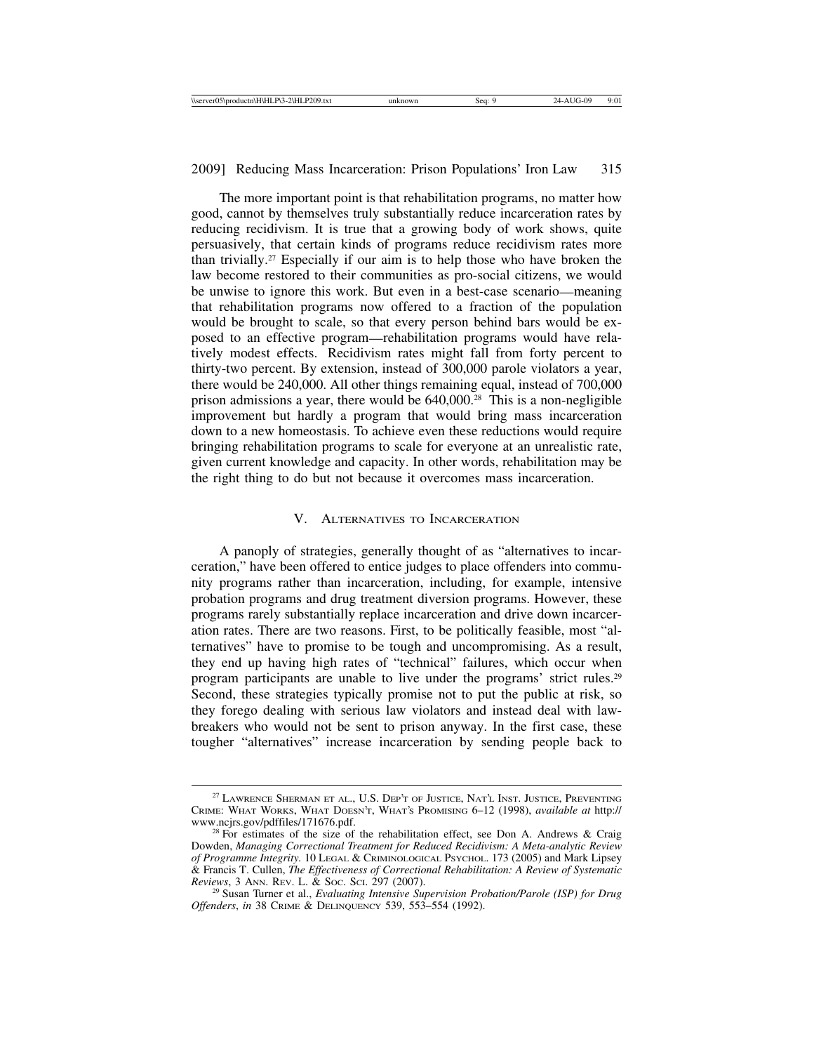The more important point is that rehabilitation programs, no matter how good, cannot by themselves truly substantially reduce incarceration rates by reducing recidivism. It is true that a growing body of work shows, quite persuasively, that certain kinds of programs reduce recidivism rates more than trivially.[27] Especially if our aim is to help those who have broken the law become restored to their communities as pro-social citizens, we would be unwise to ignore this work. But even in a best-case scenario—meaning that rehabilitation programs now offered to a fraction of the population would be brought to scale, so that every person behind bars would be exposed to an effective program—rehabilitation programs would have relatively modest effects. Recidivism rates might fall from forty percent to thirty-two percent. By extension, instead of 300,000 parole violators a year, there would be 240,000. All other things remaining equal, instead of 700,000 prison admissions a year, there would be 640,000.[28] This is a non-negligible improvement but hardly a program that would bring mass incarceration down to a new homeostasis. To achieve even these reductions would require bringing rehabilitation programs to scale for everyone at an unrealistic rate, given current knowledge and capacity. In other words, rehabilitation may be the right thing to do but not because it overcomes mass incarceration.

## V. Alternatives to Incarceration

A panoply of strategies, generally thought of as "alternatives to incarceration," have been offered to entice judges to place offenders into community programs rather than incarceration, including, for example, intensive probation programs and drug treatment diversion programs. However, these programs rarely substantially replace incarceration and drive down incarceration rates. There are two reasons. First, to be politically feasible, most "alternatives" have to promise to be tough and uncompromising. As a result, they end up having high rates of "technical" failures, which occur when program participants are unable to live under the programs' strict rules.[29] Second, these strategies typically promise not to put the public at risk, so they forego dealing with serious law violators and instead deal with lawbreakers who would not be sent to prison anyway. In the first case, these tougher "alternatives" increase incarceration by sending people back to

---

[27] Lawrence Sherman et al., U.S. Dep't of Justice, Nat'l Inst. Justice, Preventing Crime: What Works, What Doesn't, What's Promising 6–12 (1998), *available at* http://www.ncjrs.gov/pdffiles/171676.pdf.

[28] For estimates of the size of the rehabilitation effect, see Don A. Andrews & Craig Dowden, *Managing Correctional Treatment for Reduced Recidivism: A Meta-analytic Review of Programme Integrity.* 10 Legal & Criminological Psychol. 173 (2005) and Mark Lipsey & Francis T. Cullen, *The Effectiveness of Correctional Rehabilitation: A Review of Systematic Reviews*, 3 Ann. Rev. L. & Soc. Sci. 297 (2007).

[29] Susan Turner et al., *Evaluating Intensive Supervision Probation/Parole (ISP) for Drug Offenders*, *in* 38 Crime & Delinquency 539, 553–554 (1992).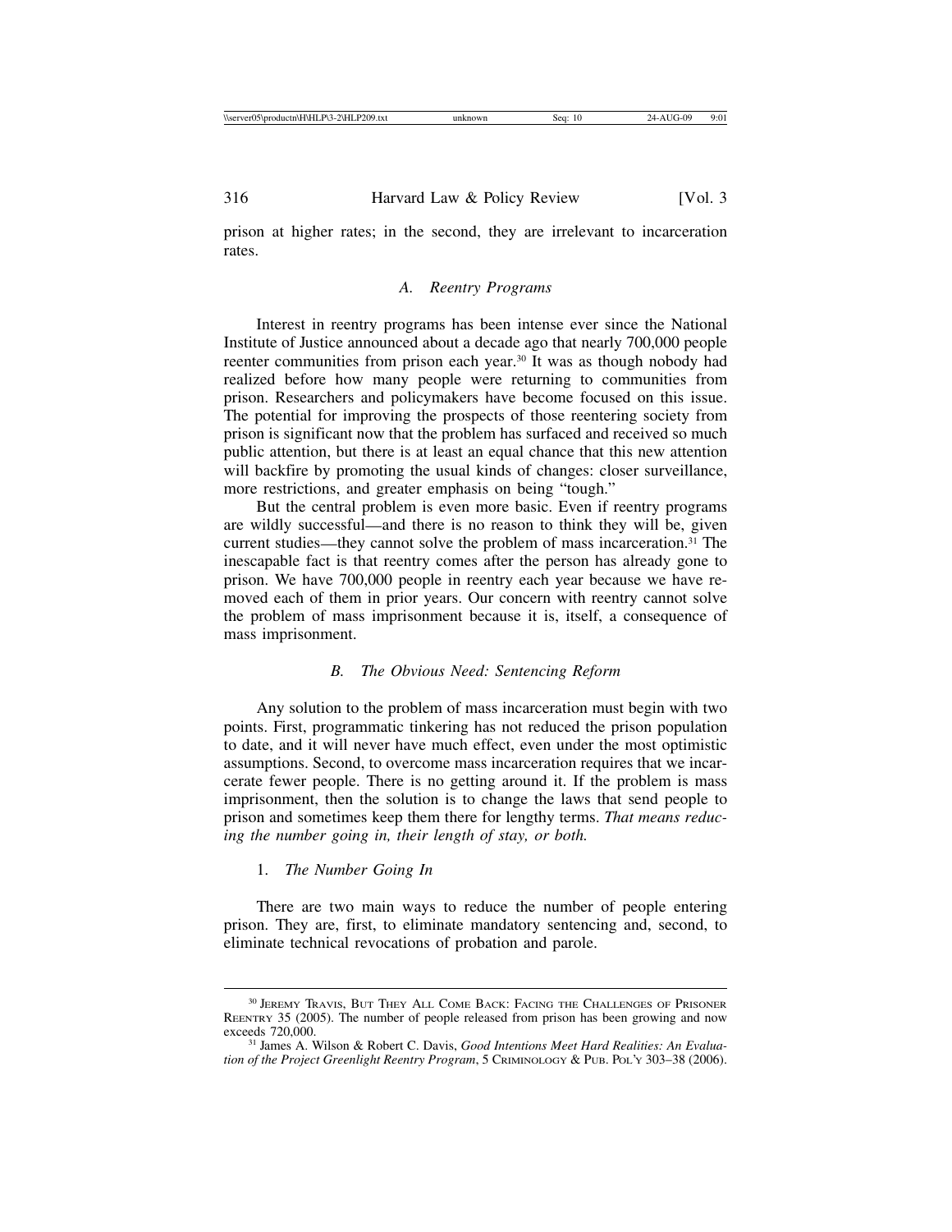prison at higher rates; in the second, they are irrelevant to incarceration rates.

### *A. Reentry Programs*

Interest in reentry programs has been intense ever since the National Institute of Justice announced about a decade ago that nearly 700,000 people reenter communities from prison each year.[30] It was as though nobody had realized before how many people were returning to communities from prison. Researchers and policymakers have become focused on this issue. The potential for improving the prospects of those reentering society from prison is significant now that the problem has surfaced and received so much public attention, but there is at least an equal chance that this new attention will backfire by promoting the usual kinds of changes: closer surveillance, more restrictions, and greater emphasis on being "tough."

But the central problem is even more basic. Even if reentry programs are wildly successful—and there is no reason to think they will be, given current studies—they cannot solve the problem of mass incarceration.[31] The inescapable fact is that reentry comes after the person has already gone to prison. We have 700,000 people in reentry each year because we have removed each of them in prior years. Our concern with reentry cannot solve the problem of mass imprisonment because it is, itself, a consequence of mass imprisonment.

### *B. The Obvious Need: Sentencing Reform*

Any solution to the problem of mass incarceration must begin with two points. First, programmatic tinkering has not reduced the prison population to date, and it will never have much effect, even under the most optimistic assumptions. Second, to overcome mass incarceration requires that we incarcerate fewer people. There is no getting around it. If the problem is mass imprisonment, then the solution is to change the laws that send people to prison and sometimes keep them there for lengthy terms. *That means reducing the number going in, their length of stay, or both.*

#### 1. *The Number Going In*

There are two main ways to reduce the number of people entering prison. They are, first, to eliminate mandatory sentencing and, second, to eliminate technical revocations of probation and parole.

---

[30] Jeremy Travis, But They All Come Back: Facing the Challenges of Prisoner Reentry 35 (2005). The number of people released from prison has been growing and now exceeds 720,000.

[31] James A. Wilson & Robert C. Davis, *Good Intentions Meet Hard Realities: An Evaluation of the Project Greenlight Reentry Program*, 5 Criminology & Pub. Pol'y 303–38 (2006).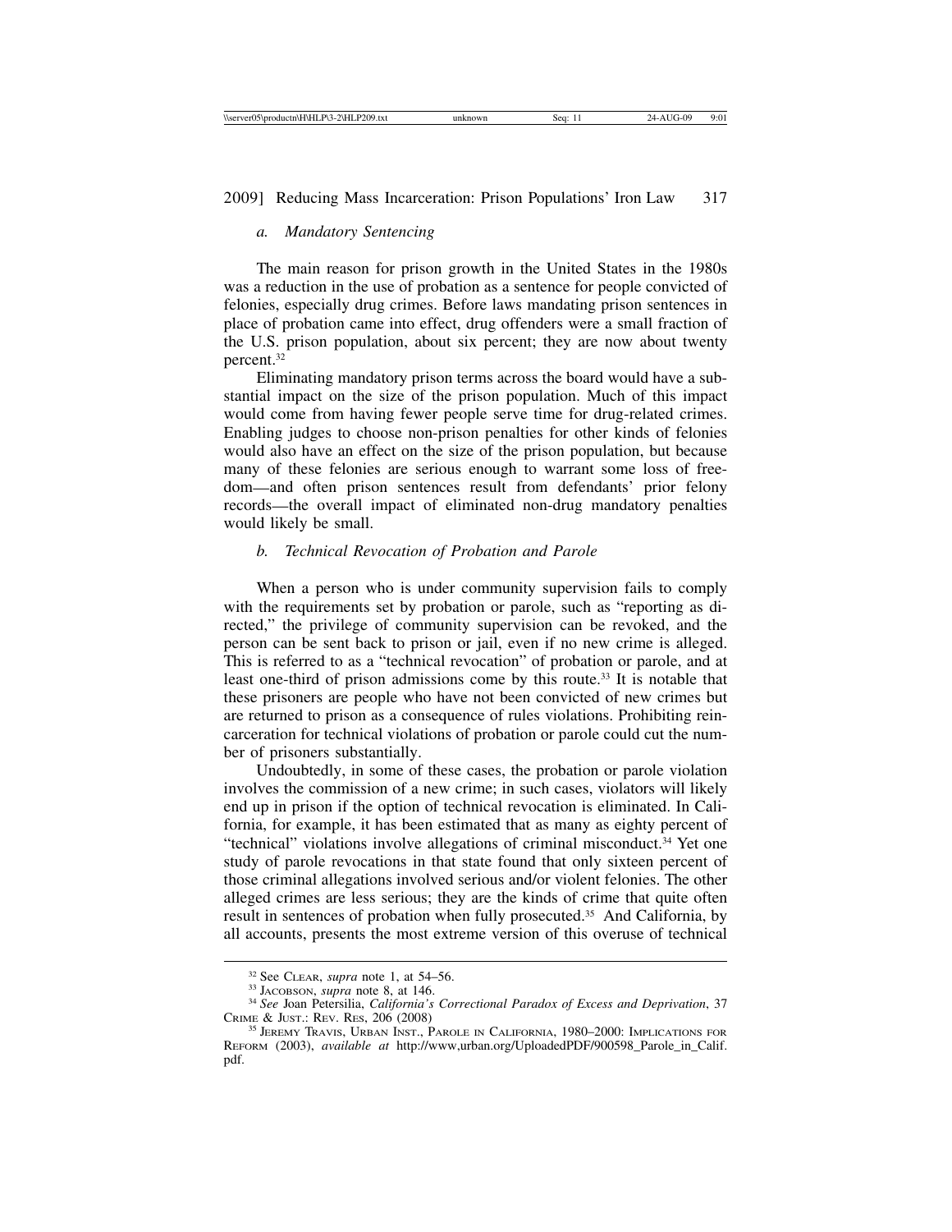### *a. Mandatory Sentencing*

The main reason for prison growth in the United States in the 1980s was a reduction in the use of probation as a sentence for people convicted of felonies, especially drug crimes. Before laws mandating prison sentences in place of probation came into effect, drug offenders were a small fraction of the U.S. prison population, about six percent; they are now about twenty percent.[32]

Eliminating mandatory prison terms across the board would have a substantial impact on the size of the prison population. Much of this impact would come from having fewer people serve time for drug-related crimes. Enabling judges to choose non-prison penalties for other kinds of felonies would also have an effect on the size of the prison population, but because many of these felonies are serious enough to warrant some loss of freedom—and often prison sentences result from defendants' prior felony records—the overall impact of eliminated non-drug mandatory penalties would likely be small.

### *b. Technical Revocation of Probation and Parole*

When a person who is under community supervision fails to comply with the requirements set by probation or parole, such as "reporting as directed," the privilege of community supervision can be revoked, and the person can be sent back to prison or jail, even if no new crime is alleged. This is referred to as a "technical revocation" of probation or parole, and at least one-third of prison admissions come by this route.[33] It is notable that these prisoners are people who have not been convicted of new crimes but are returned to prison as a consequence of rules violations. Prohibiting reincarceration for technical violations of probation or parole could cut the number of prisoners substantially.

Undoubtedly, in some of these cases, the probation or parole violation involves the commission of a new crime; in such cases, violators will likely end up in prison if the option of technical revocation is eliminated. In California, for example, it has been estimated that as many as eighty percent of "technical" violations involve allegations of criminal misconduct.[34] Yet one study of parole revocations in that state found that only sixteen percent of those criminal allegations involved serious and/or violent felonies. The other alleged crimes are less serious; they are the kinds of crime that quite often result in sentences of probation when fully prosecuted.[35] And California, by all accounts, presents the most extreme version of this overuse of technical

---

[32] See Clear, *supra* note 1, at 54–56.

[33] Jacobson, *supra* note 8, at 146.

[34] *See* Joan Petersilia, *California's Correctional Paradox of Excess and Deprivation*, 37 Crime & Just.: Rev. Res, 206 (2008)

[35] Jeremy Travis, Urban Inst., Parole in California, 1980–2000: Implications for Reform (2003), *available at* http://www,urban.org/UploadedPDF/900598_Parole_in_Calif.pdf.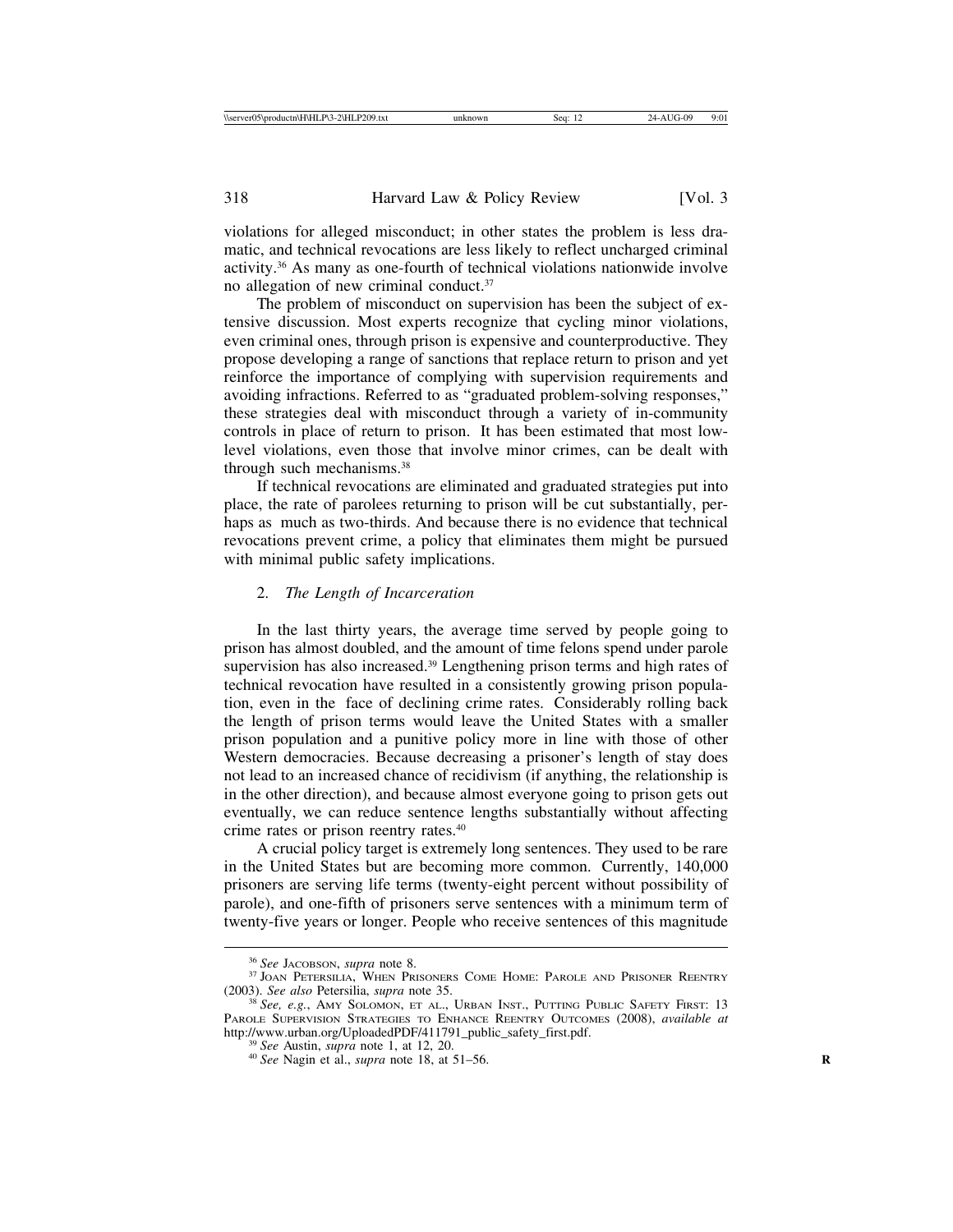violations for alleged misconduct; in other states the problem is less dramatic, and technical revocations are less likely to reflect uncharged criminal activity.[36] As many as one-fourth of technical violations nationwide involve no allegation of new criminal conduct.[37]

The problem of misconduct on supervision has been the subject of extensive discussion. Most experts recognize that cycling minor violations, even criminal ones, through prison is expensive and counterproductive. They propose developing a range of sanctions that replace return to prison and yet reinforce the importance of complying with supervision requirements and avoiding infractions. Referred to as "graduated problem-solving responses," these strategies deal with misconduct through a variety of in-community controls in place of return to prison. It has been estimated that most low-level violations, even those that involve minor crimes, can be dealt with through such mechanisms.[38]

If technical revocations are eliminated and graduated strategies put into place, the rate of parolees returning to prison will be cut substantially, perhaps as much as two-thirds. And because there is no evidence that technical revocations prevent crime, a policy that eliminates them might be pursued with minimal public safety implications.

### 2. *The Length of Incarceration*

In the last thirty years, the average time served by people going to prison has almost doubled, and the amount of time felons spend under parole supervision has also increased.[39] Lengthening prison terms and high rates of technical revocation have resulted in a consistently growing prison population, even in the face of declining crime rates. Considerably rolling back the length of prison terms would leave the United States with a smaller prison population and a punitive policy more in line with those of other Western democracies. Because decreasing a prisoner's length of stay does not lead to an increased chance of recidivism (if anything, the relationship is in the other direction), and because almost everyone going to prison gets out eventually, we can reduce sentence lengths substantially without affecting crime rates or prison reentry rates.[40]

A crucial policy target is extremely long sentences. They used to be rare in the United States but are becoming more common. Currently, 140,000 prisoners are serving life terms (twenty-eight percent without possibility of parole), and one-fifth of prisoners serve sentences with a minimum term of twenty-five years or longer. People who receive sentences of this magnitude

---

[36] *See* Jacobson, *supra* note 8.

[37] Joan Petersilia, When Prisoners Come Home: Parole and Prisoner Reentry (2003). *See also* Petersilia, *supra* note 35.

[38] *See, e.g.*, Amy Solomon, et al., Urban Inst., Putting Public Safety First: 13 Parole Supervision Strategies to Enhance Reentry Outcomes (2008), *available at* http://www.urban.org/UploadedPDF/411791_public_safety_first.pdf.

[39] *See* Austin, *supra* note 1, at 12, 20.

[40] *See* Nagin et al., *supra* note 18, at 51–56.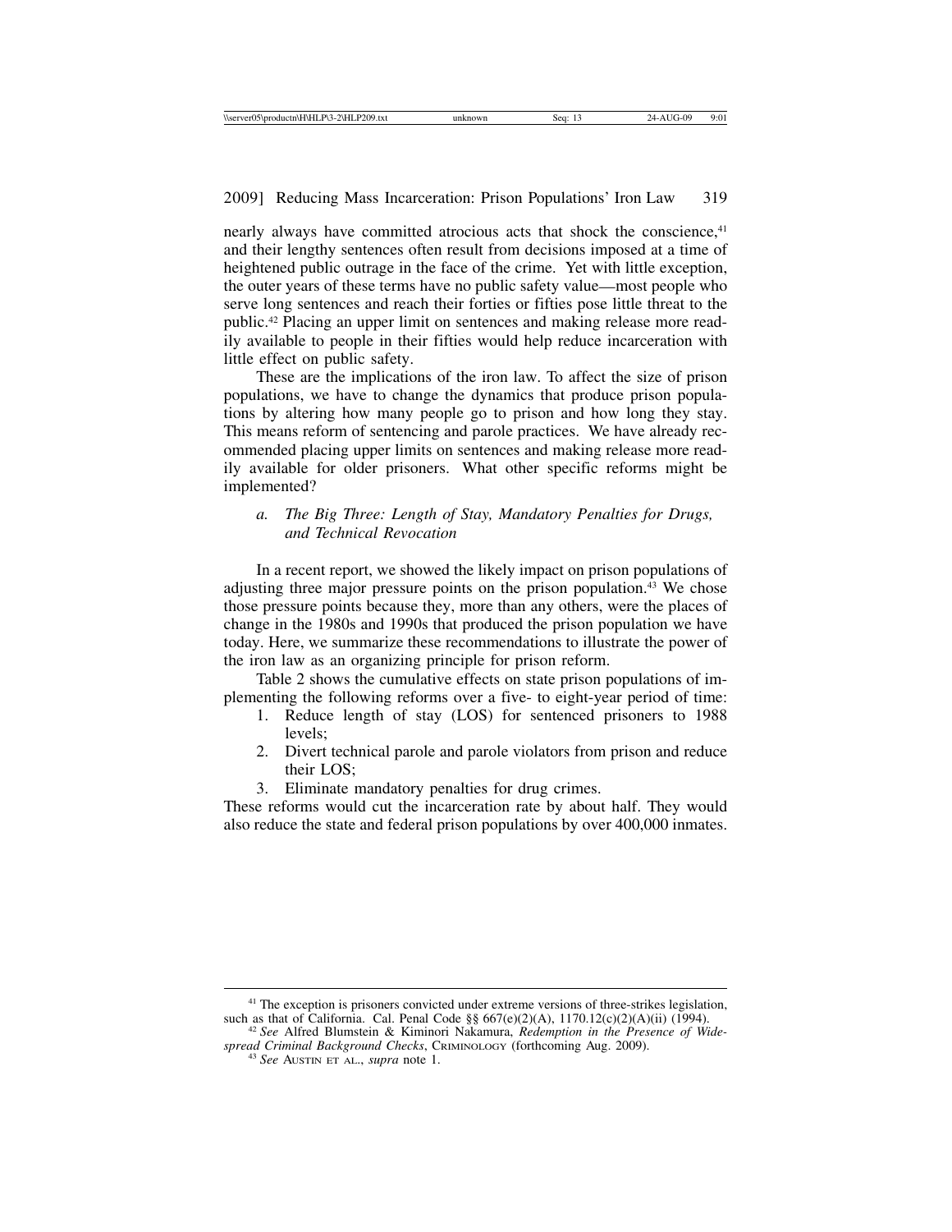nearly always have committed atrocious acts that shock the conscience,[41] and their lengthy sentences often result from decisions imposed at a time of heightened public outrage in the face of the crime. Yet with little exception, the outer years of these terms have no public safety value—most people who serve long sentences and reach their forties or fifties pose little threat to the public.[42] Placing an upper limit on sentences and making release more readily available to people in their fifties would help reduce incarceration with little effect on public safety.

These are the implications of the iron law. To affect the size of prison populations, we have to change the dynamics that produce prison populations by altering how many people go to prison and how long they stay. This means reform of sentencing and parole practices. We have already recommended placing upper limits on sentences and making release more readily available for older prisoners. What other specific reforms might be implemented?

### a. *The Big Three: Length of Stay, Mandatory Penalties for Drugs, and Technical Revocation*

In a recent report, we showed the likely impact on prison populations of adjusting three major pressure points on the prison population.[43] We chose those pressure points because they, more than any others, were the places of change in the 1980s and 1990s that produced the prison population we have today. Here, we summarize these recommendations to illustrate the power of the iron law as an organizing principle for prison reform.

Table 2 shows the cumulative effects on state prison populations of implementing the following reforms over a five- to eight-year period of time:

1. Reduce length of stay (LOS) for sentenced prisoners to 1988 levels;
2. Divert technical parole and parole violators from prison and reduce their LOS;
3. Eliminate mandatory penalties for drug crimes.

These reforms would cut the incarceration rate by about half. They would also reduce the state and federal prison populations by over 400,000 inmates.

---

[41] The exception is prisoners convicted under extreme versions of three-strikes legislation, such as that of California. Cal. Penal Code §§ 667(e)(2)(A), 1170.12(c)(2)(A)(ii) (1994).

[42] *See* Alfred Blumstein & Kiminori Nakamura, *Redemption in the Presence of Widespread Criminal Background Checks*, CRIMINOLOGY (forthcoming Aug. 2009).

[43] *See* AUSTIN ET AL., *supra* note 1.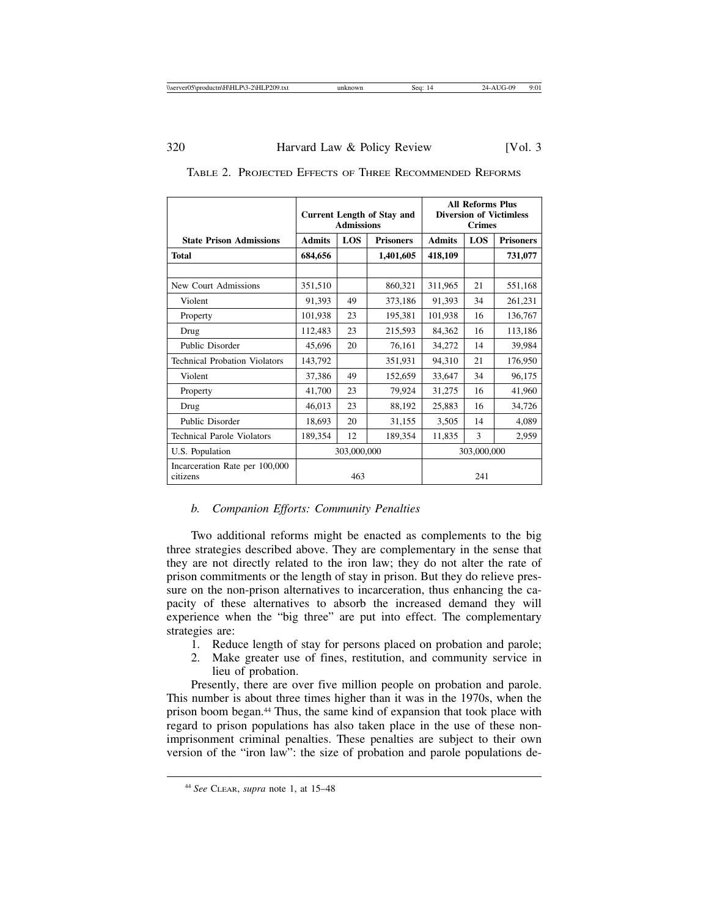TABLE 2. PROJECTED EFFECTS OF THREE RECOMMENDED REFORMS

| | Current Length of Stay and Admissions | | | All Reforms Plus Diversion of Victimless Crimes | | |
|---|---|---|---|---|---|---|
| **State Prison Admissions** | **Admits** | **LOS** | **Prisoners** | **Admits** | **LOS** | **Prisoners** |
| **Total** | **684,656** | | **1,401,605** | **418,109** | | **731,077** |
| | | | | | | |
| New Court Admissions | 351,510 | | 860,321 | 311,965 | 21 | 551,168 |
| Violent | 91,393 | 49 | 373,186 | 91,393 | 34 | 261,231 |
| Property | 101,938 | 23 | 195,381 | 101,938 | 16 | 136,767 |
| Drug | 112,483 | 23 | 215,593 | 84,362 | 16 | 113,186 |
| Public Disorder | 45,696 | 20 | 76,161 | 34,272 | 14 | 39,984 |
| Technical Probation Violators | 143,792 | | 351,931 | 94,310 | 21 | 176,950 |
| Violent | 37,386 | 49 | 152,659 | 33,647 | 34 | 96,175 |
| Property | 41,700 | 23 | 79,924 | 31,275 | 16 | 41,960 |
| Drug | 46,013 | 23 | 88,192 | 25,883 | 16 | 34,726 |
| Public Disorder | 18,693 | 20 | 31,155 | 3,505 | 14 | 4,089 |
| Technical Parole Violators | 189,354 | 12 | 189,354 | 11,835 | 3 | 2,959 |
| U.S. Population | 303,000,000 | | | 303,000,000 | | |
| Incarceration Rate per 100,000 citizens | 463 | | | 241 | | |

*b. Companion Efforts: Community Penalties*

Two additional reforms might be enacted as complements to the big three strategies described above. They are complementary in the sense that they are not directly related to the iron law; they do not alter the rate of prison commitments or the length of stay in prison. But they do relieve pressure on the non-prison alternatives to incarceration, thus enhancing the capacity of these alternatives to absorb the increased demand they will experience when the "big three" are put into effect. The complementary strategies are:

1. Reduce length of stay for persons placed on probation and parole;
2. Make greater use of fines, restitution, and community service in lieu of probation.

Presently, there are over five million people on probation and parole. This number is about three times higher than it was in the 1970s, when the prison boom began.[44] Thus, the same kind of expansion that took place with regard to prison populations has also taken place in the use of these non-imprisonment criminal penalties. These penalties are subject to their own version of the "iron law": the size of probation and parole populations de-

[44] *See* CLEAR, *supra* note 1, at 15–48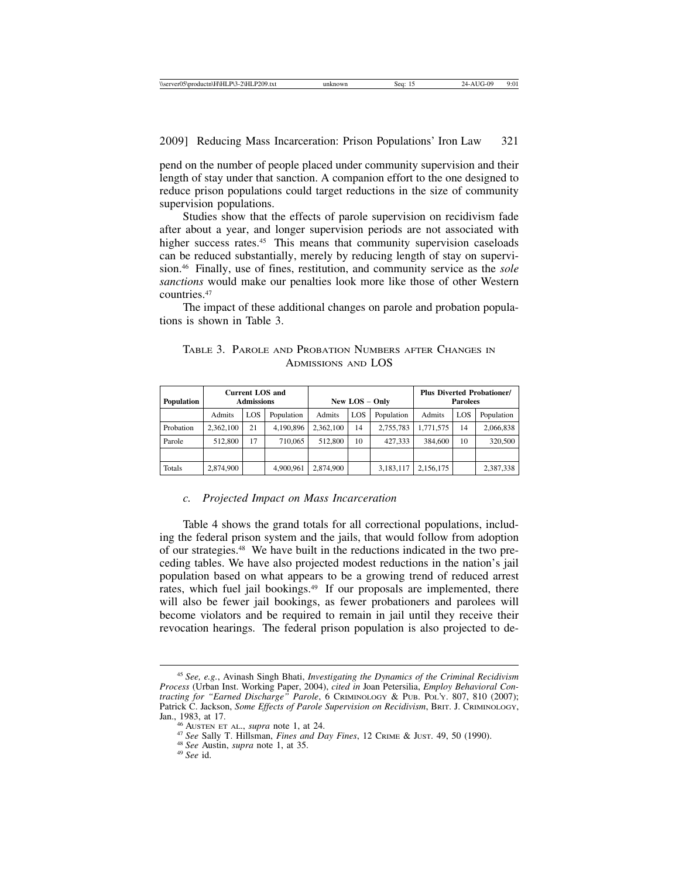pend on the number of people placed under community supervision and their length of stay under that sanction. A companion effort to the one designed to reduce prison populations could target reductions in the size of community supervision populations.

Studies show that the effects of parole supervision on recidivism fade after about a year, and longer supervision periods are not associated with higher success rates.[45] This means that community supervision caseloads can be reduced substantially, merely by reducing length of stay on supervision.[46] Finally, use of fines, restitution, and community service as the *sole sanctions* would make our penalties look more like those of other Western countries.[47]

The impact of these additional changes on parole and probation populations is shown in Table 3.

TABLE 3. PAROLE AND PROBATION NUMBERS AFTER CHANGES IN ADMISSIONS AND LOS

| Population | Current LOS and Admissions | | | New LOS – Only | | | Plus Diverted Probationer/ Parolees | | |
|---|---|---|---|---|---|---|---|---|---|
| | Admits | LOS | Population | Admits | LOS | Population | Admits | LOS | Population |
| Probation | 2,362,100 | 21 | 4,190,896 | 2,362,100 | 14 | 2,755,783 | 1,771,575 | 14 | 2,066,838 |
| Parole | 512,800 | 17 | 710,065 | 512,800 | 10 | 427,333 | 384,600 | 10 | 320,500 |
| | | | | | | | | | |
| Totals | 2,874,900 | | 4,900,961 | 2,874,900 | | 3,183,117 | 2,156,175 | | 2,387,338 |

### *c. Projected Impact on Mass Incarceration*

Table 4 shows the grand totals for all correctional populations, including the federal prison system and the jails, that would follow from adoption of our strategies.[48] We have built in the reductions indicated in the two preceding tables. We have also projected modest reductions in the nation's jail population based on what appears to be a growing trend of reduced arrest rates, which fuel jail bookings.[49] If our proposals are implemented, there will also be fewer jail bookings, as fewer probationers and parolees will become violators and be required to remain in jail until they receive their revocation hearings. The federal prison population is also projected to de-

[45] *See, e.g.*, Avinash Singh Bhati, *Investigating the Dynamics of the Criminal Recidivism Process* (Urban Inst. Working Paper, 2004), *cited in* Joan Petersilia, *Employ Behavioral Contracting for "Earned Discharge" Parole*, 6 CRIMINOLOGY & PUB. POL'Y. 807, 810 (2007); Patrick C. Jackson, *Some Effects of Parole Supervision on Recidivism*, BRIT. J. CRIMINOLOGY, Jan., 1983, at 17.

[46] AUSTEN ET AL., *supra* note 1, at 24.

[47] *See* Sally T. Hillsman, *Fines and Day Fines*, 12 CRIME & JUST. 49, 50 (1990).

[48] *See* Austin, *supra* note 1, at 35.

[49] *See* id.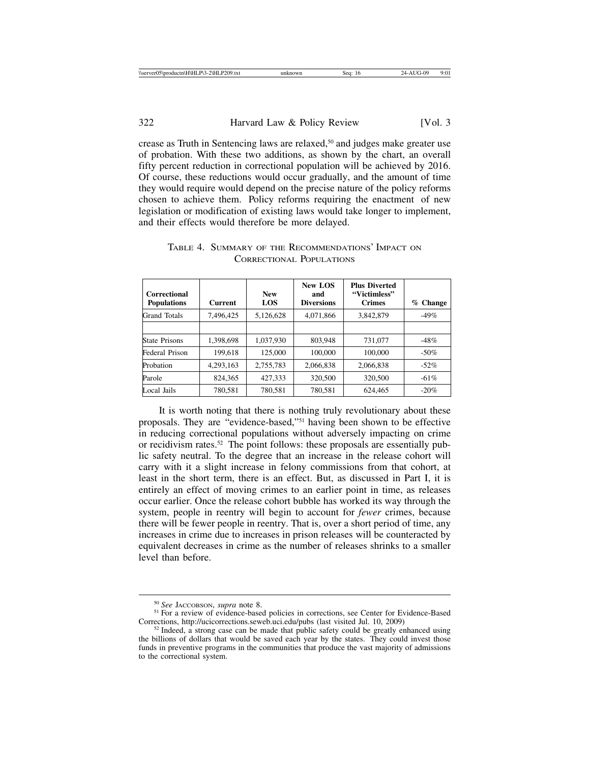crease as Truth in Sentencing laws are relaxed,[50] and judges make greater use of probation. With these two additions, as shown by the chart, an overall fifty percent reduction in correctional population will be achieved by 2016. Of course, these reductions would occur gradually, and the amount of time they would require would depend on the precise nature of the policy reforms chosen to achieve them. Policy reforms requiring the enactment of new legislation or modification of existing laws would take longer to implement, and their effects would therefore be more delayed.

TABLE 4. SUMMARY OF THE RECOMMENDATIONS' IMPACT ON CORRECTIONAL POPULATIONS

| Correctional Populations | Current | New LOS | New LOS and Diversions | Plus Diverted "Victimless" Crimes | % Change |
|---|---|---|---|---|---|
| Grand Totals | 7,496,425 | 5,126,628 | 4,071,866 | 3,842,879 | -49% |
| | | | | | |
| State Prisons | 1,398,698 | 1,037,930 | 803,948 | 731,077 | -48% |
| Federal Prison | 199,618 | 125,000 | 100,000 | 100,000 | -50% |
| Probation | 4,293,163 | 2,755,783 | 2,066,838 | 2,066,838 | -52% |
| Parole | 824,365 | 427,333 | 320,500 | 320,500 | -61% |
| Local Jails | 780,581 | 780,581 | 780,581 | 624,465 | -20% |

It is worth noting that there is nothing truly revolutionary about these proposals. They are "evidence-based,"[51] having been shown to be effective in reducing correctional populations without adversely impacting on crime or recidivism rates.[52] The point follows: these proposals are essentially public safety neutral. To the degree that an increase in the release cohort will carry with it a slight increase in felony commissions from that cohort, at least in the short term, there is an effect. But, as discussed in Part I, it is entirely an effect of moving crimes to an earlier point in time, as releases occur earlier. Once the release cohort bubble has worked its way through the system, people in reentry will begin to account for *fewer* crimes, because there will be fewer people in reentry. That is, over a short period of time, any increases in crime due to increases in prison releases will be counteracted by equivalent decreases in crime as the number of releases shrinks to a smaller level than before.

[50] *See* JACCOBSON, *supra* note 8.

[51] For a review of evidence-based policies in corrections, see Center for Evidence-Based Corrections, http://ucicorrections.seweb.uci.edu/pubs (last visited Jul. 10, 2009)

[52] Indeed, a strong case can be made that public safety could be greatly enhanced using the billions of dollars that would be saved each year by the states. They could invest those funds in preventive programs in the communities that produce the vast majority of admissions to the correctional system.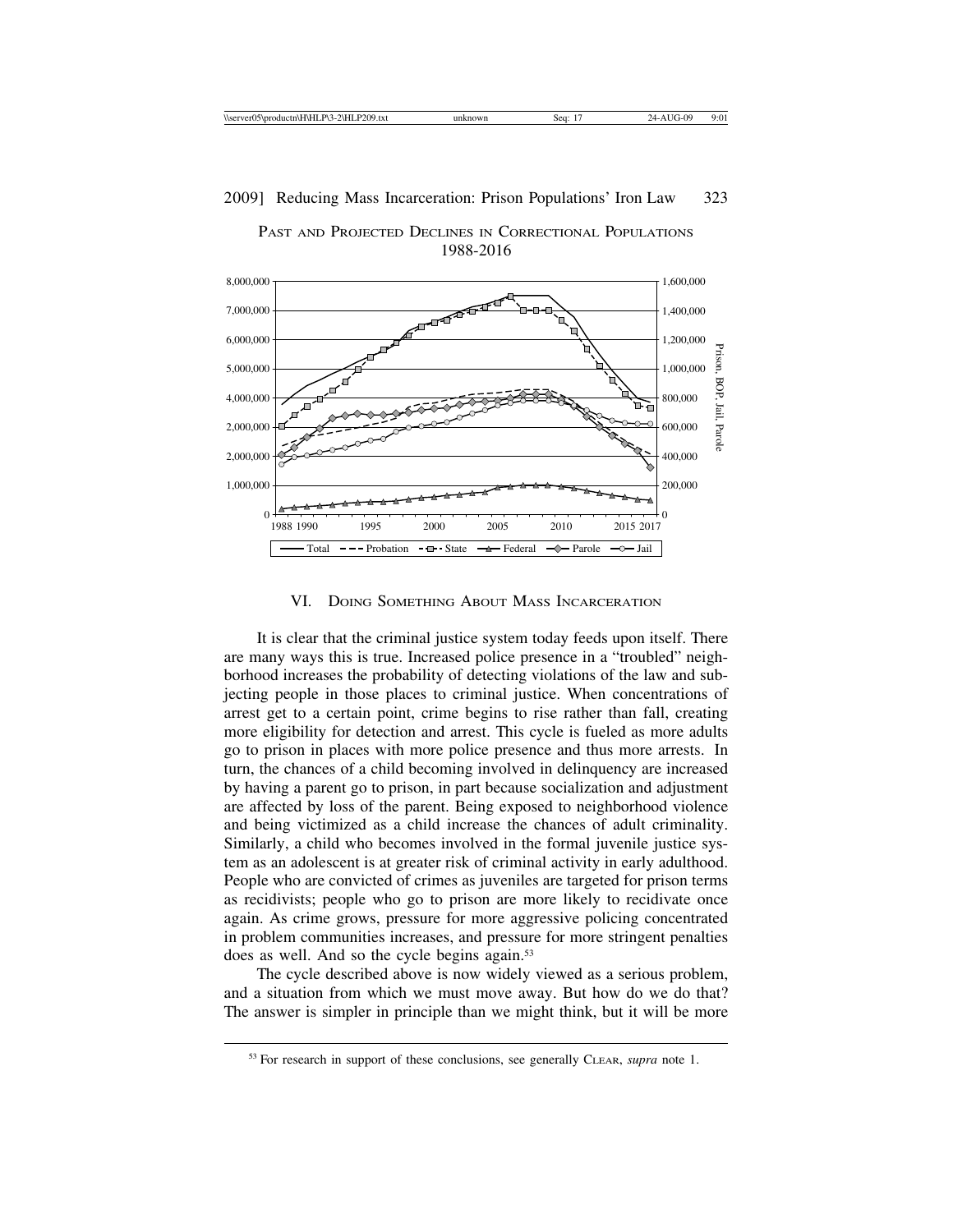PAST AND PROJECTED DECLINES IN CORRECTIONAL POPULATIONS 1988-2016

8,000,000
7,000,000
6,000,000
5,000,000
4,000,000
2,000,000
2,000,000
1,000,000
0

1,600,000
1,400,000
1,200,000
1,000,000
800,000
600,000
400,000
200,000
0

Prison, BOP, Jail, Parole

1988 1990 1995 2000 2005 2010 2015 2017

Total Probation State Federal Parole Jail

## VI. Doing Something About Mass Incarceration

It is clear that the criminal justice system today feeds upon itself. There are many ways this is true. Increased police presence in a "troubled" neighborhood increases the probability of detecting violations of the law and subjecting people in those places to criminal justice. When concentrations of arrest get to a certain point, crime begins to rise rather than fall, creating more eligibility for detection and arrest. This cycle is fueled as more adults go to prison in places with more police presence and thus more arrests. In turn, the chances of a child becoming involved in delinquency are increased by having a parent go to prison, in part because socialization and adjustment are affected by loss of the parent. Being exposed to neighborhood violence and being victimized as a child increase the chances of adult criminality. Similarly, a child who becomes involved in the formal juvenile justice system as an adolescent is at greater risk of criminal activity in early adulthood. People who are convicted of crimes as juveniles are targeted for prison terms as recidivists; people who go to prison are more likely to recidivate once again. As crime grows, pressure for more aggressive policing concentrated in problem communities increases, and pressure for more stringent penalties does as well. And so the cycle begins again.[53]

The cycle described above is now widely viewed as a serious problem, and a situation from which we must move away. But how do we do that? The answer is simpler in principle than we might think, but it will be more

[53] For research in support of these conclusions, see generally Clear, *supra* note 1.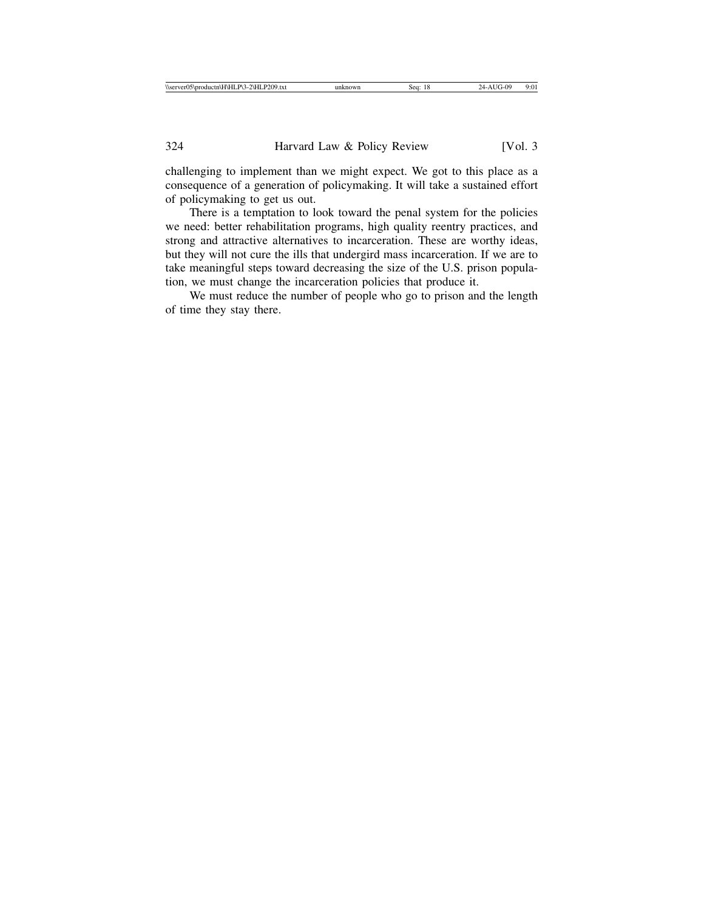challenging to implement than we might expect. We got to this place as a consequence of a generation of policymaking. It will take a sustained effort of policymaking to get us out.

There is a temptation to look toward the penal system for the policies we need: better rehabilitation programs, high quality reentry practices, and strong and attractive alternatives to incarceration. These are worthy ideas, but they will not cure the ills that undergird mass incarceration. If we are to take meaningful steps toward decreasing the size of the U.S. prison population, we must change the incarceration policies that produce it.

We must reduce the number of people who go to prison and the length of time they stay there.